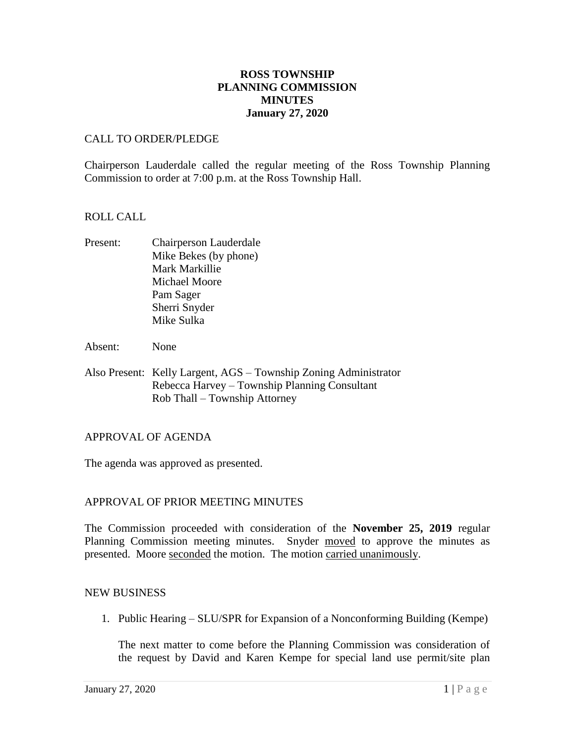# ROSS TOWNSHIP
# PLANNING COMMISSION
# MINUTES
# January 27, 2020

CALL TO ORDER/PLEDGE

Chairperson Lauderdale called the regular meeting of the Ross Township Planning Commission to order at 7:00 p.m. at the Ross Township Hall.

ROLL CALL

Present: Chairperson Lauderdale
Mike Bekes (by phone)
Mark Markillie
Michael Moore
Pam Sager
Sherri Snyder
Mike Sulka

Absent: None

Also Present: Kelly Largent, AGS – Township Zoning Administrator
Rebecca Harvey – Township Planning Consultant
Rob Thall – Township Attorney

APPROVAL OF AGENDA

The agenda was approved as presented.

APPROVAL OF PRIOR MEETING MINUTES

The Commission proceeded with consideration of the **November 25, 2019** regular Planning Commission meeting minutes. Snyder moved to approve the minutes as presented. Moore seconded the motion. The motion carried unanimously.

NEW BUSINESS

1. Public Hearing – SLU/SPR for Expansion of a Nonconforming Building (Kempe)

   The next matter to come before the Planning Commission was consideration of the request by David and Karen Kempe for special land use permit/site plan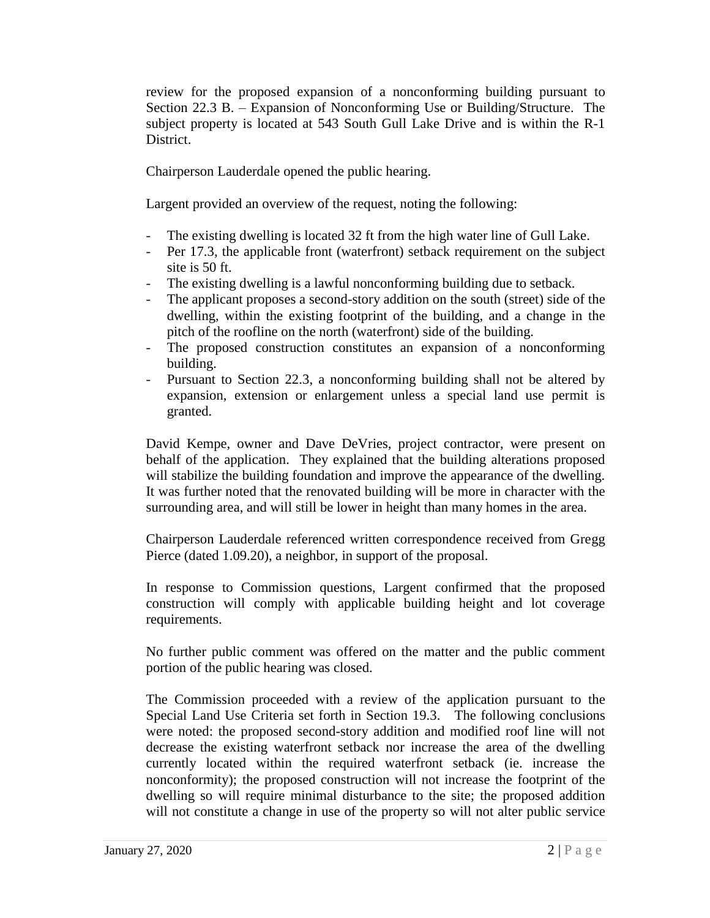review for the proposed expansion of a nonconforming building pursuant to Section 22.3 B. – Expansion of Nonconforming Use or Building/Structure. The subject property is located at 543 South Gull Lake Drive and is within the R-1 District.

Chairperson Lauderdale opened the public hearing.

Largent provided an overview of the request, noting the following:

- The existing dwelling is located 32 ft from the high water line of Gull Lake.
- Per 17.3, the applicable front (waterfront) setback requirement on the subject site is 50 ft.
- The existing dwelling is a lawful nonconforming building due to setback.
- The applicant proposes a second-story addition on the south (street) side of the dwelling, within the existing footprint of the building, and a change in the pitch of the roofline on the north (waterfront) side of the building.
- The proposed construction constitutes an expansion of a nonconforming building.
- Pursuant to Section 22.3, a nonconforming building shall not be altered by expansion, extension or enlargement unless a special land use permit is granted.

David Kempe, owner and Dave DeVries, project contractor, were present on behalf of the application. They explained that the building alterations proposed will stabilize the building foundation and improve the appearance of the dwelling. It was further noted that the renovated building will be more in character with the surrounding area, and will still be lower in height than many homes in the area.

Chairperson Lauderdale referenced written correspondence received from Gregg Pierce (dated 1.09.20), a neighbor, in support of the proposal.

In response to Commission questions, Largent confirmed that the proposed construction will comply with applicable building height and lot coverage requirements.

No further public comment was offered on the matter and the public comment portion of the public hearing was closed.

The Commission proceeded with a review of the application pursuant to the Special Land Use Criteria set forth in Section 19.3. The following conclusions were noted: the proposed second-story addition and modified roof line will not decrease the existing waterfront setback nor increase the area of the dwelling currently located within the required waterfront setback (ie. increase the nonconformity); the proposed construction will not increase the footprint of the dwelling so will require minimal disturbance to the site; the proposed addition will not constitute a change in use of the property so will not alter public service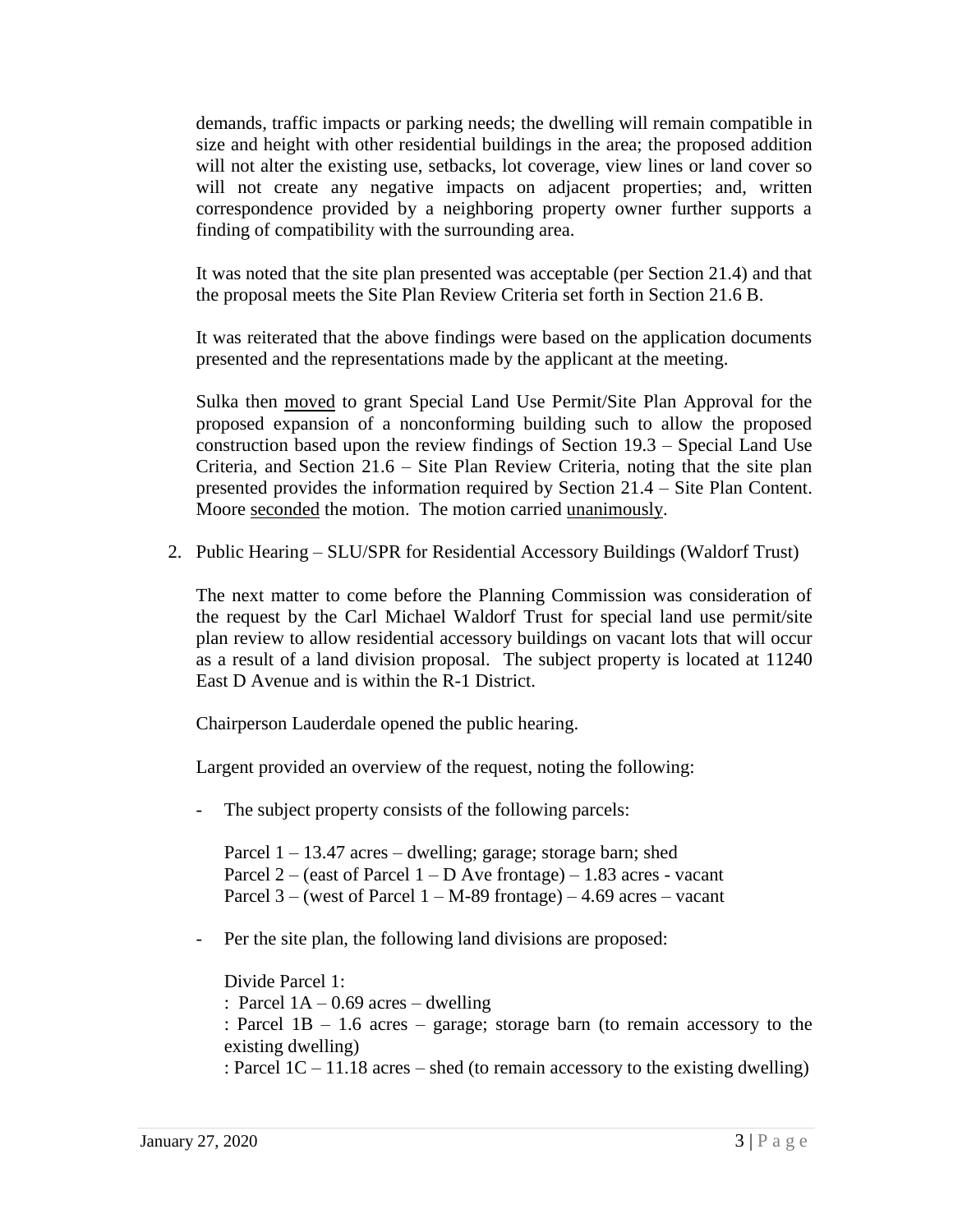demands, traffic impacts or parking needs; the dwelling will remain compatible in size and height with other residential buildings in the area; the proposed addition will not alter the existing use, setbacks, lot coverage, view lines or land cover so will not create any negative impacts on adjacent properties; and, written correspondence provided by a neighboring property owner further supports a finding of compatibility with the surrounding area.

It was noted that the site plan presented was acceptable (per Section 21.4) and that the proposal meets the Site Plan Review Criteria set forth in Section 21.6 B.

It was reiterated that the above findings were based on the application documents presented and the representations made by the applicant at the meeting.

Sulka then moved to grant Special Land Use Permit/Site Plan Approval for the proposed expansion of a nonconforming building such to allow the proposed construction based upon the review findings of Section 19.3 – Special Land Use Criteria, and Section 21.6 – Site Plan Review Criteria, noting that the site plan presented provides the information required by Section 21.4 – Site Plan Content. Moore seconded the motion. The motion carried unanimously.

2. Public Hearing – SLU/SPR for Residential Accessory Buildings (Waldorf Trust)

The next matter to come before the Planning Commission was consideration of the request by the Carl Michael Waldorf Trust for special land use permit/site plan review to allow residential accessory buildings on vacant lots that will occur as a result of a land division proposal. The subject property is located at 11240 East D Avenue and is within the R-1 District.

Chairperson Lauderdale opened the public hearing.

Largent provided an overview of the request, noting the following:

- The subject property consists of the following parcels:

  Parcel 1 – 13.47 acres – dwelling; garage; storage barn; shed
  Parcel 2 – (east of Parcel 1 – D Ave frontage) – 1.83 acres - vacant
  Parcel 3 – (west of Parcel 1 – M-89 frontage) – 4.69 acres – vacant

- Per the site plan, the following land divisions are proposed:

  Divide Parcel 1:
  : Parcel 1A – 0.69 acres – dwelling
  : Parcel 1B – 1.6 acres – garage; storage barn (to remain accessory to the existing dwelling)
  : Parcel 1C – 11.18 acres – shed (to remain accessory to the existing dwelling)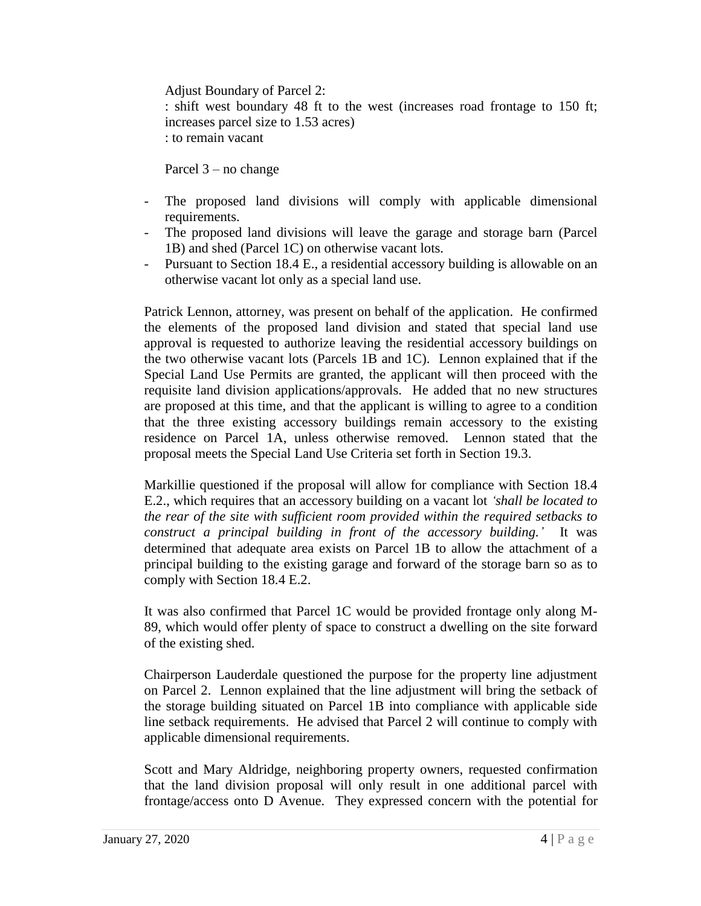Adjust Boundary of Parcel 2:

: shift west boundary 48 ft to the west (increases road frontage to 150 ft; increases parcel size to 1.53 acres)

: to remain vacant

Parcel 3 – no change

- The proposed land divisions will comply with applicable dimensional requirements.
- The proposed land divisions will leave the garage and storage barn (Parcel 1B) and shed (Parcel 1C) on otherwise vacant lots.
- Pursuant to Section 18.4 E., a residential accessory building is allowable on an otherwise vacant lot only as a special land use.

Patrick Lennon, attorney, was present on behalf of the application. He confirmed the elements of the proposed land division and stated that special land use approval is requested to authorize leaving the residential accessory buildings on the two otherwise vacant lots (Parcels 1B and 1C). Lennon explained that if the Special Land Use Permits are granted, the applicant will then proceed with the requisite land division applications/approvals. He added that no new structures are proposed at this time, and that the applicant is willing to agree to a condition that the three existing accessory buildings remain accessory to the existing residence on Parcel 1A, unless otherwise removed. Lennon stated that the proposal meets the Special Land Use Criteria set forth in Section 19.3.

Markillie questioned if the proposal will allow for compliance with Section 18.4 E.2., which requires that an accessory building on a vacant lot *'shall be located to the rear of the site with sufficient room provided within the required setbacks to construct a principal building in front of the accessory building.'* It was determined that adequate area exists on Parcel 1B to allow the attachment of a principal building to the existing garage and forward of the storage barn so as to comply with Section 18.4 E.2.

It was also confirmed that Parcel 1C would be provided frontage only along M-89, which would offer plenty of space to construct a dwelling on the site forward of the existing shed.

Chairperson Lauderdale questioned the purpose for the property line adjustment on Parcel 2. Lennon explained that the line adjustment will bring the setback of the storage building situated on Parcel 1B into compliance with applicable side line setback requirements. He advised that Parcel 2 will continue to comply with applicable dimensional requirements.

Scott and Mary Aldridge, neighboring property owners, requested confirmation that the land division proposal will only result in one additional parcel with frontage/access onto D Avenue. They expressed concern with the potential for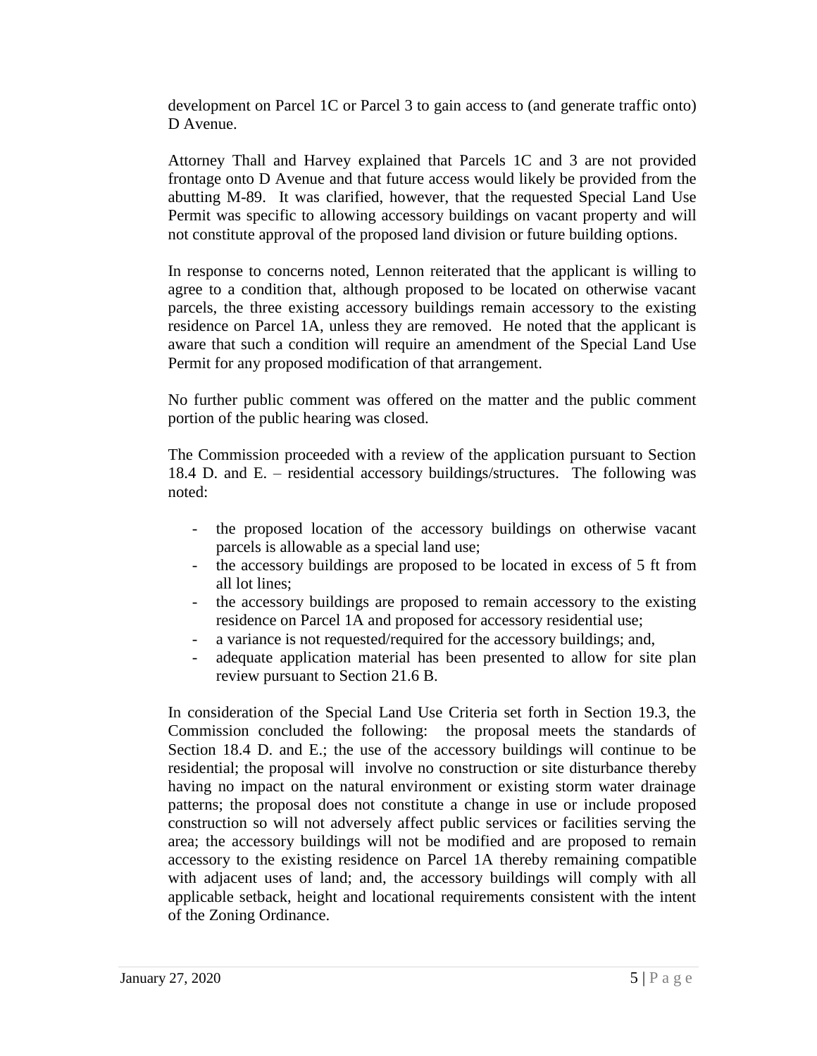development on Parcel 1C or Parcel 3 to gain access to (and generate traffic onto) D Avenue.

Attorney Thall and Harvey explained that Parcels 1C and 3 are not provided frontage onto D Avenue and that future access would likely be provided from the abutting M-89. It was clarified, however, that the requested Special Land Use Permit was specific to allowing accessory buildings on vacant property and will not constitute approval of the proposed land division or future building options.

In response to concerns noted, Lennon reiterated that the applicant is willing to agree to a condition that, although proposed to be located on otherwise vacant parcels, the three existing accessory buildings remain accessory to the existing residence on Parcel 1A, unless they are removed. He noted that the applicant is aware that such a condition will require an amendment of the Special Land Use Permit for any proposed modification of that arrangement.

No further public comment was offered on the matter and the public comment portion of the public hearing was closed.

The Commission proceeded with a review of the application pursuant to Section 18.4 D. and E. – residential accessory buildings/structures. The following was noted:

- the proposed location of the accessory buildings on otherwise vacant parcels is allowable as a special land use;
- the accessory buildings are proposed to be located in excess of 5 ft from all lot lines;
- the accessory buildings are proposed to remain accessory to the existing residence on Parcel 1A and proposed for accessory residential use;
- a variance is not requested/required for the accessory buildings; and,
- adequate application material has been presented to allow for site plan review pursuant to Section 21.6 B.

In consideration of the Special Land Use Criteria set forth in Section 19.3, the Commission concluded the following: the proposal meets the standards of Section 18.4 D. and E.; the use of the accessory buildings will continue to be residential; the proposal will involve no construction or site disturbance thereby having no impact on the natural environment or existing storm water drainage patterns; the proposal does not constitute a change in use or include proposed construction so will not adversely affect public services or facilities serving the area; the accessory buildings will not be modified and are proposed to remain accessory to the existing residence on Parcel 1A thereby remaining compatible with adjacent uses of land; and, the accessory buildings will comply with all applicable setback, height and locational requirements consistent with the intent of the Zoning Ordinance.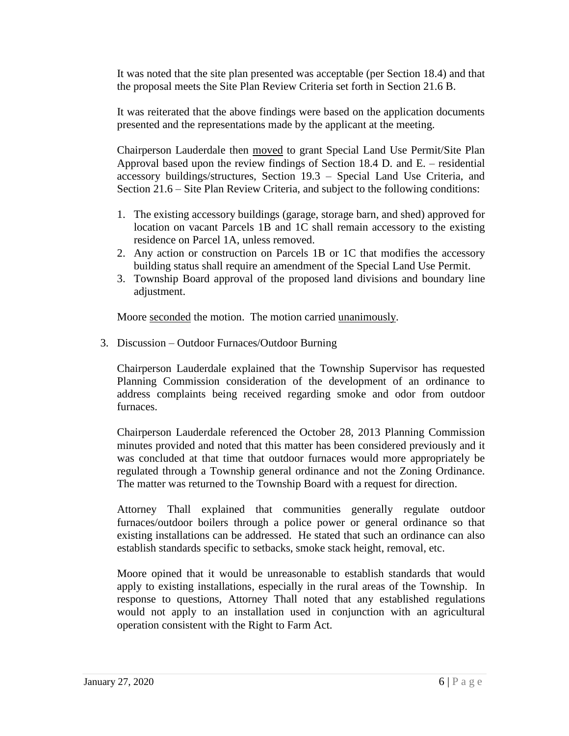It was noted that the site plan presented was acceptable (per Section 18.4) and that the proposal meets the Site Plan Review Criteria set forth in Section 21.6 B.

It was reiterated that the above findings were based on the application documents presented and the representations made by the applicant at the meeting.

Chairperson Lauderdale then moved to grant Special Land Use Permit/Site Plan Approval based upon the review findings of Section 18.4 D. and E. – residential accessory buildings/structures, Section 19.3 – Special Land Use Criteria, and Section 21.6 – Site Plan Review Criteria, and subject to the following conditions:

1. The existing accessory buildings (garage, storage barn, and shed) approved for location on vacant Parcels 1B and 1C shall remain accessory to the existing residence on Parcel 1A, unless removed.
2. Any action or construction on Parcels 1B or 1C that modifies the accessory building status shall require an amendment of the Special Land Use Permit.
3. Township Board approval of the proposed land divisions and boundary line adjustment.

Moore seconded the motion. The motion carried unanimously.

3. Discussion – Outdoor Furnaces/Outdoor Burning

Chairperson Lauderdale explained that the Township Supervisor has requested Planning Commission consideration of the development of an ordinance to address complaints being received regarding smoke and odor from outdoor furnaces.

Chairperson Lauderdale referenced the October 28, 2013 Planning Commission minutes provided and noted that this matter has been considered previously and it was concluded at that time that outdoor furnaces would more appropriately be regulated through a Township general ordinance and not the Zoning Ordinance. The matter was returned to the Township Board with a request for direction.

Attorney Thall explained that communities generally regulate outdoor furnaces/outdoor boilers through a police power or general ordinance so that existing installations can be addressed. He stated that such an ordinance can also establish standards specific to setbacks, smoke stack height, removal, etc.

Moore opined that it would be unreasonable to establish standards that would apply to existing installations, especially in the rural areas of the Township. In response to questions, Attorney Thall noted that any established regulations would not apply to an installation used in conjunction with an agricultural operation consistent with the Right to Farm Act.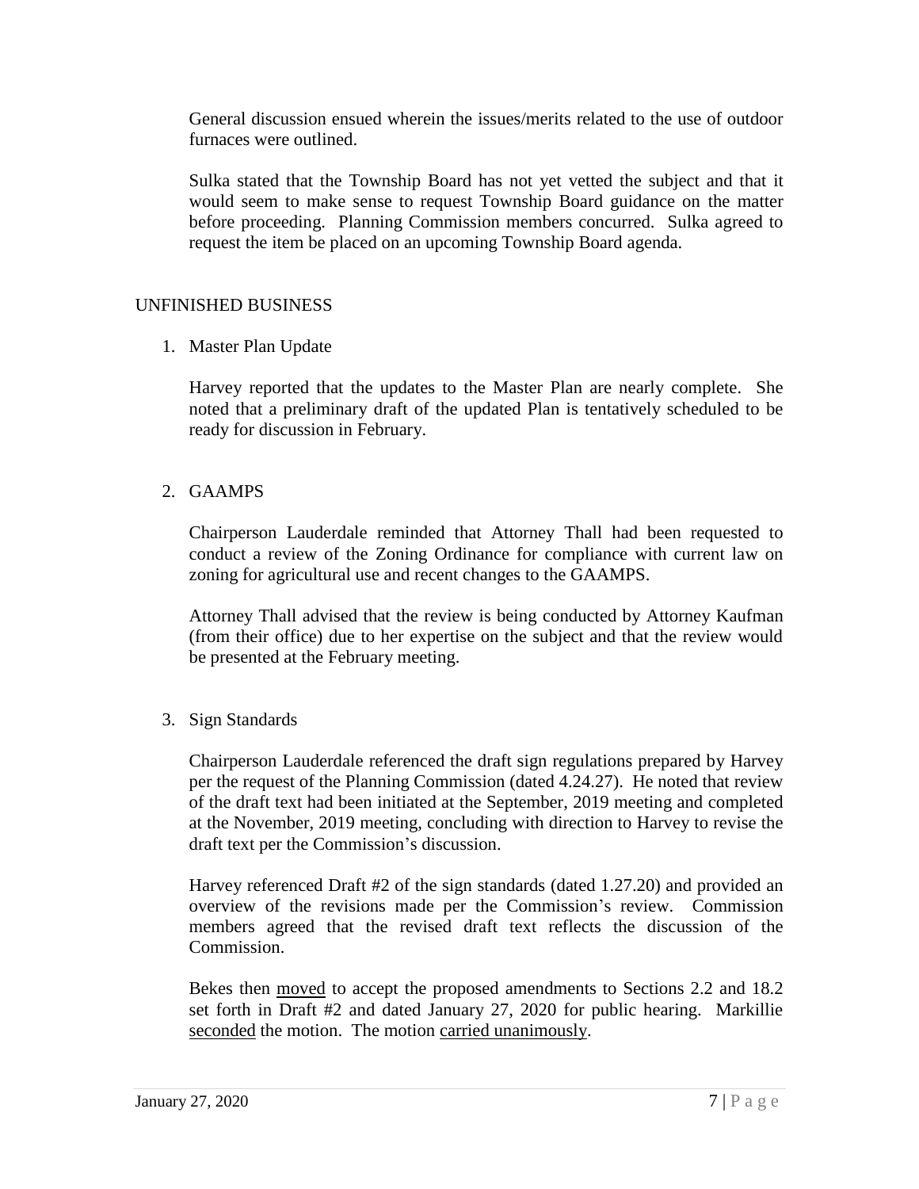General discussion ensued wherein the issues/merits related to the use of outdoor furnaces were outlined.

Sulka stated that the Township Board has not yet vetted the subject and that it would seem to make sense to request Township Board guidance on the matter before proceeding. Planning Commission members concurred. Sulka agreed to request the item be placed on an upcoming Township Board agenda.

## UNFINISHED BUSINESS

1. Master Plan Update

   Harvey reported that the updates to the Master Plan are nearly complete. She noted that a preliminary draft of the updated Plan is tentatively scheduled to be ready for discussion in February.

2. GAAMPS

   Chairperson Lauderdale reminded that Attorney Thall had been requested to conduct a review of the Zoning Ordinance for compliance with current law on zoning for agricultural use and recent changes to the GAAMPS.

   Attorney Thall advised that the review is being conducted by Attorney Kaufman (from their office) due to her expertise on the subject and that the review would be presented at the February meeting.

3. Sign Standards

   Chairperson Lauderdale referenced the draft sign regulations prepared by Harvey per the request of the Planning Commission (dated 4.24.27). He noted that review of the draft text had been initiated at the September, 2019 meeting and completed at the November, 2019 meeting, concluding with direction to Harvey to revise the draft text per the Commission's discussion.

   Harvey referenced Draft #2 of the sign standards (dated 1.27.20) and provided an overview of the revisions made per the Commission's review. Commission members agreed that the revised draft text reflects the discussion of the Commission.

   Bekes then moved to accept the proposed amendments to Sections 2.2 and 18.2 set forth in Draft #2 and dated January 27, 2020 for public hearing. Markillie seconded the motion. The motion carried unanimously.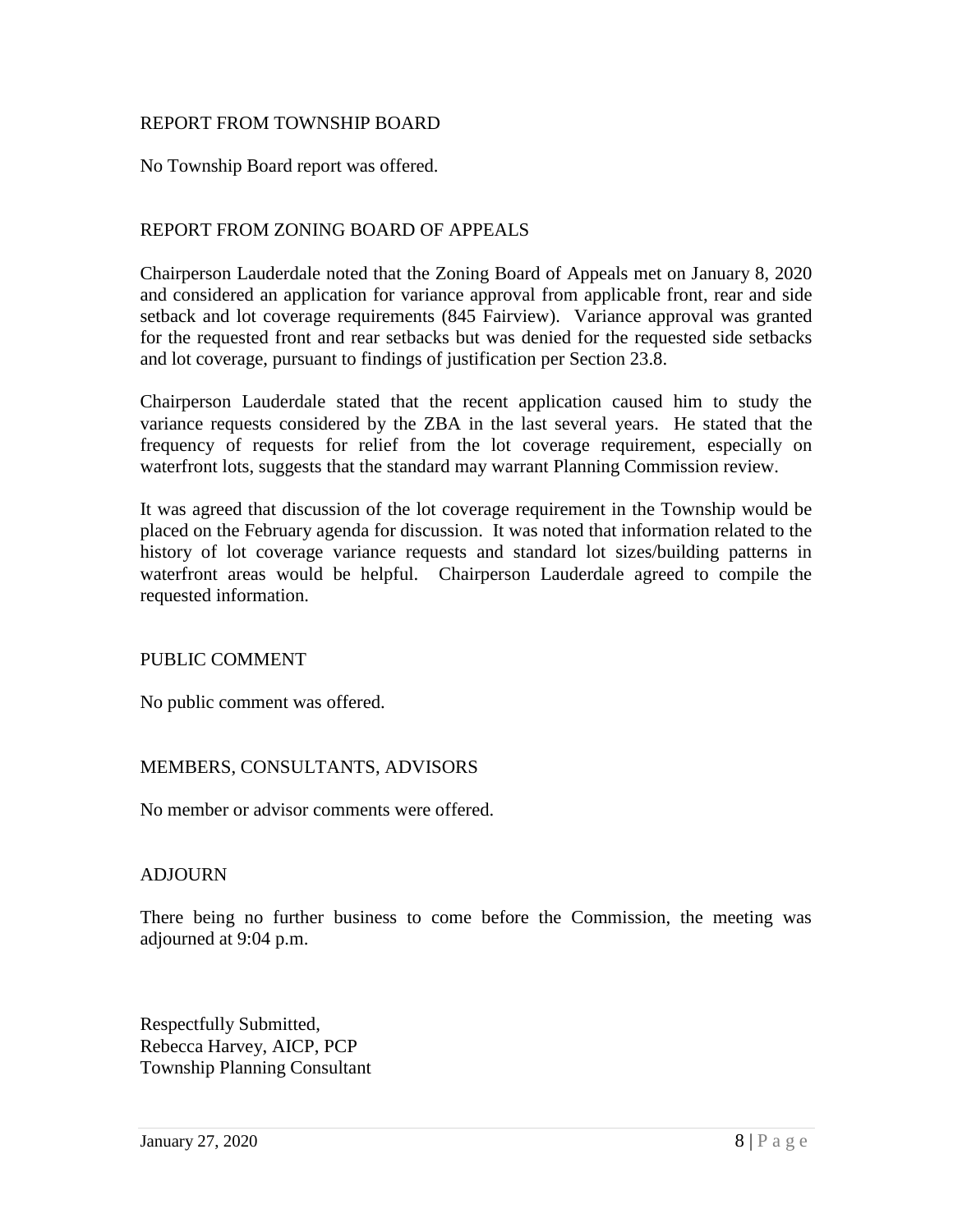## REPORT FROM TOWNSHIP BOARD

No Township Board report was offered.

## REPORT FROM ZONING BOARD OF APPEALS

Chairperson Lauderdale noted that the Zoning Board of Appeals met on January 8, 2020 and considered an application for variance approval from applicable front, rear and side setback and lot coverage requirements (845 Fairview). Variance approval was granted for the requested front and rear setbacks but was denied for the requested side setbacks and lot coverage, pursuant to findings of justification per Section 23.8.

Chairperson Lauderdale stated that the recent application caused him to study the variance requests considered by the ZBA in the last several years. He stated that the frequency of requests for relief from the lot coverage requirement, especially on waterfront lots, suggests that the standard may warrant Planning Commission review.

It was agreed that discussion of the lot coverage requirement in the Township would be placed on the February agenda for discussion. It was noted that information related to the history of lot coverage variance requests and standard lot sizes/building patterns in waterfront areas would be helpful. Chairperson Lauderdale agreed to compile the requested information.

## PUBLIC COMMENT

No public comment was offered.

## MEMBERS, CONSULTANTS, ADVISORS

No member or advisor comments were offered.

## ADJOURN

There being no further business to come before the Commission, the meeting was adjourned at 9:04 p.m.

Respectfully Submitted,
Rebecca Harvey, AICP, PCP
Township Planning Consultant